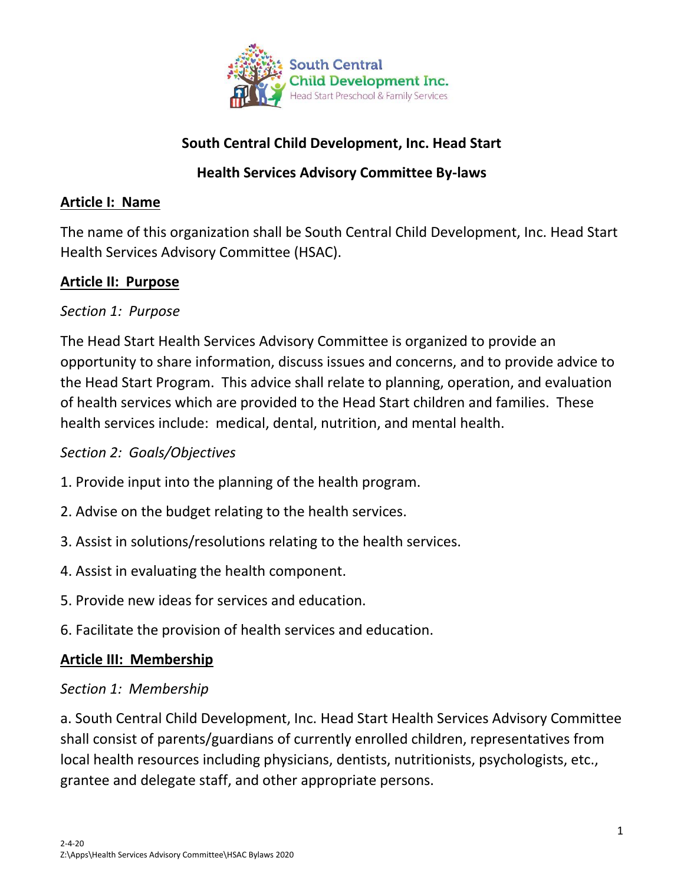# South Central Child Development, Inc. Head Start

## Health Services Advisory Committee By-laws

### Article I: Name

The name of this organization shall be South Central Child Development, Inc. Head Start Health Services Advisory Committee (HSAC).

### Article II: Purpose

*Section 1: Purpose*

The Head Start Health Services Advisory Committee is organized to provide an opportunity to share information, discuss issues and concerns, and to provide advice to the Head Start Program. This advice shall relate to planning, operation, and evaluation of health services which are provided to the Head Start children and families. These health services include: medical, dental, nutrition, and mental health.

*Section 2: Goals/Objectives*

1. Provide input into the planning of the health program.
2. Advise on the budget relating to the health services.
3. Assist in solutions/resolutions relating to the health services.
4. Assist in evaluating the health component.
5. Provide new ideas for services and education.
6. Facilitate the provision of health services and education.

### Article III: Membership

*Section 1: Membership*

a. South Central Child Development, Inc. Head Start Health Services Advisory Committee shall consist of parents/guardians of currently enrolled children, representatives from local health resources including physicians, dentists, nutritionists, psychologists, etc., grantee and delegate staff, and other appropriate persons.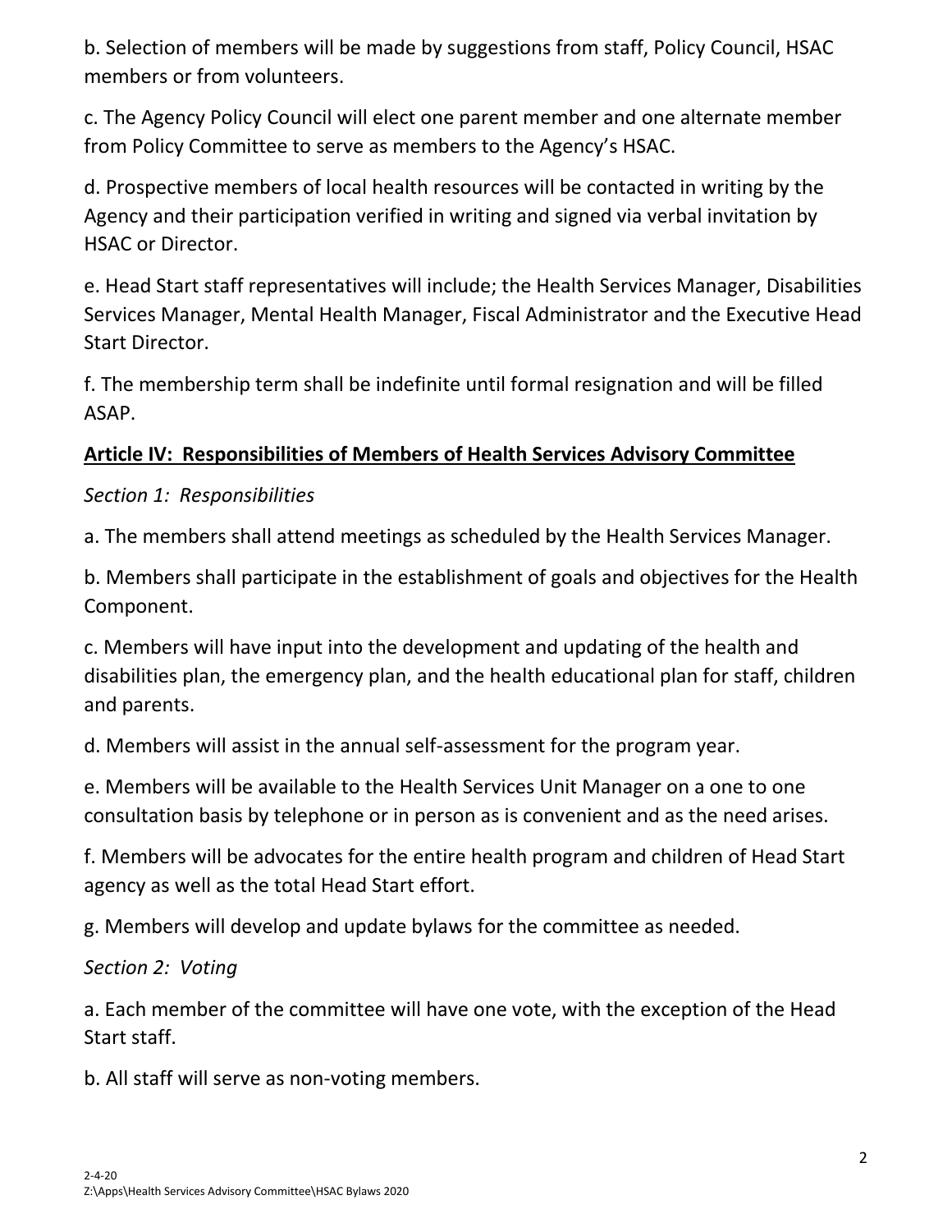b. Selection of members will be made by suggestions from staff, Policy Council, HSAC members or from volunteers.

c. The Agency Policy Council will elect one parent member and one alternate member from Policy Committee to serve as members to the Agency's HSAC.

d. Prospective members of local health resources will be contacted in writing by the Agency and their participation verified in writing and signed via verbal invitation by HSAC or Director.

e. Head Start staff representatives will include; the Health Services Manager, Disabilities Services Manager, Mental Health Manager, Fiscal Administrator and the Executive Head Start Director.

f. The membership term shall be indefinite until formal resignation and will be filled ASAP.

## Article IV: Responsibilities of Members of Health Services Advisory Committee

*Section 1: Responsibilities*

a. The members shall attend meetings as scheduled by the Health Services Manager.

b. Members shall participate in the establishment of goals and objectives for the Health Component.

c. Members will have input into the development and updating of the health and disabilities plan, the emergency plan, and the health educational plan for staff, children and parents.

d. Members will assist in the annual self-assessment for the program year.

e. Members will be available to the Health Services Unit Manager on a one to one consultation basis by telephone or in person as is convenient and as the need arises.

f. Members will be advocates for the entire health program and children of Head Start agency as well as the total Head Start effort.

g. Members will develop and update bylaws for the committee as needed.

*Section 2: Voting*

a. Each member of the committee will have one vote, with the exception of the Head Start staff.

b. All staff will serve as non-voting members.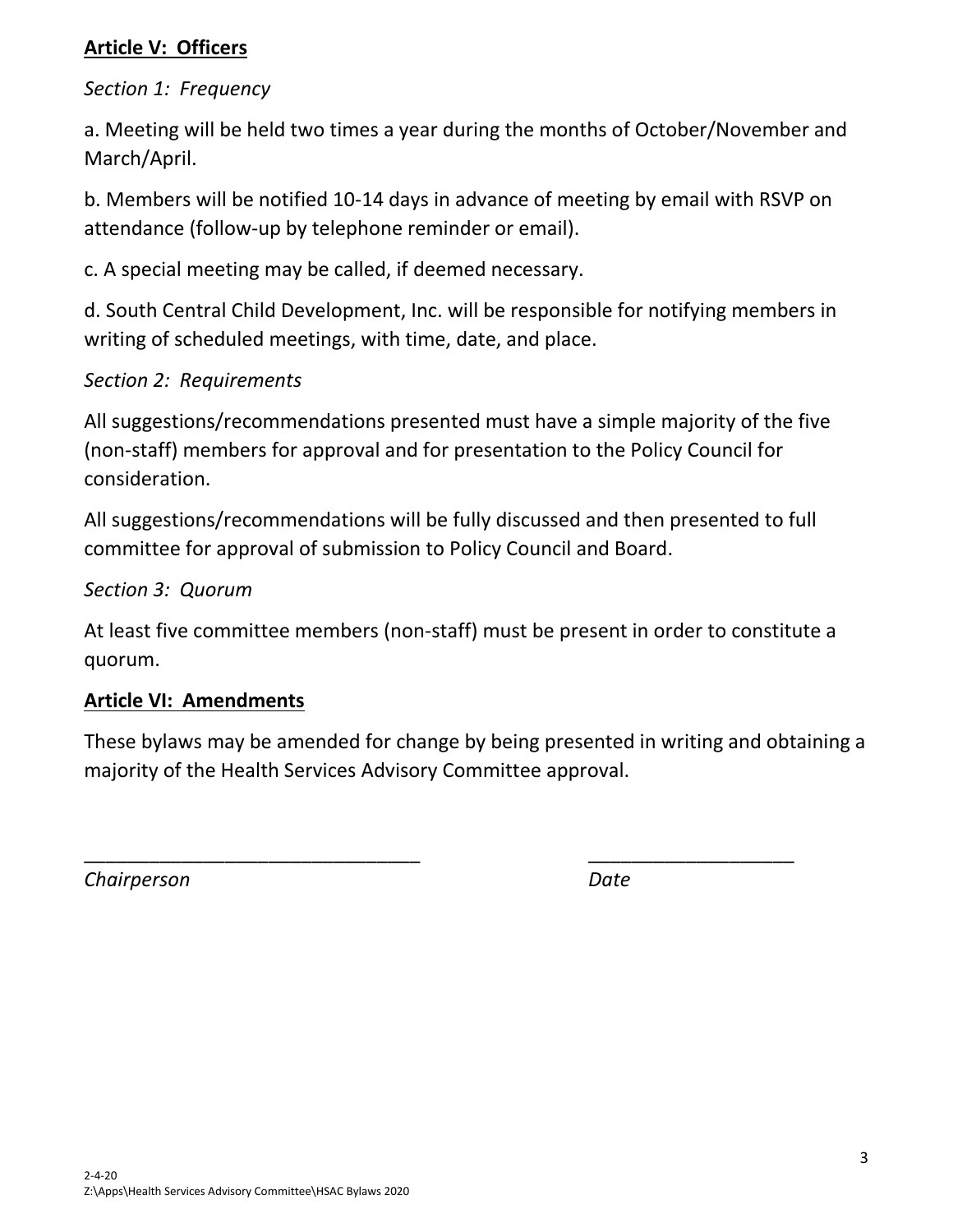**Article V: Officers**

*Section 1: Frequency*

a. Meeting will be held two times a year during the months of October/November and March/April.

b. Members will be notified 10-14 days in advance of meeting by email with RSVP on attendance (follow-up by telephone reminder or email).

c. A special meeting may be called, if deemed necessary.

d. South Central Child Development, Inc. will be responsible for notifying members in writing of scheduled meetings, with time, date, and place.

*Section 2: Requirements*

All suggestions/recommendations presented must have a simple majority of the five (non-staff) members for approval and for presentation to the Policy Council for consideration.

All suggestions/recommendations will be fully discussed and then presented to full committee for approval of submission to Policy Council and Board.

*Section 3: Quorum*

At least five committee members (non-staff) must be present in order to constitute a quorum.

**Article VI: Amendments**

These bylaws may be amended for change by being presented in writing and obtaining a majority of the Health Services Advisory Committee approval.

\_\_\_\_\_\_\_\_\_\_\_\_\_\_\_\_\_\_\_\_\_\_\_\_\_\_\_\_\_\_\_\_ \_\_\_\_\_\_\_\_\_\_\_\_\_\_\_\_\_\_\_\_

*Chairperson* *Date*

2-4-20
Z:\Apps\Health Services Advisory Committee\HSAC Bylaws 2020